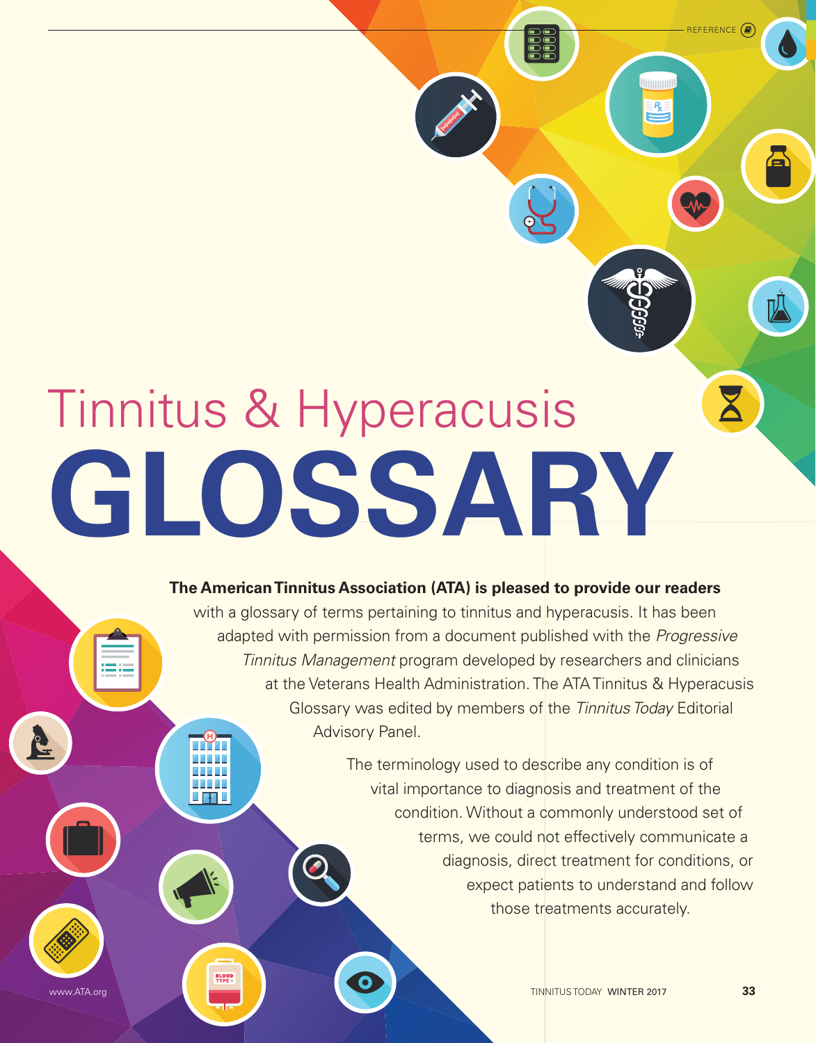# Tinnitus & Hyperacusis GLOSSARY

**The American Tinnitus Association (ATA) is pleased to provide our readers** with a glossary of terms pertaining to tinnitus and hyperacusis. It has been adapted with permission from a document published with the *Progressive Tinnitus Management* program developed by researchers and clinicians at the Veterans Health Administration. The ATA Tinnitus & Hyperacusis Glossary was edited by members of the *Tinnitus Today* Editorial Advisory Panel.

The terminology used to describe any condition is of vital importance to diagnosis and treatment of the condition. Without a commonly understood set of terms, we could not effectively communicate a diagnosis, direct treatment for conditions, or expect patients to understand and follow those treatments accurately.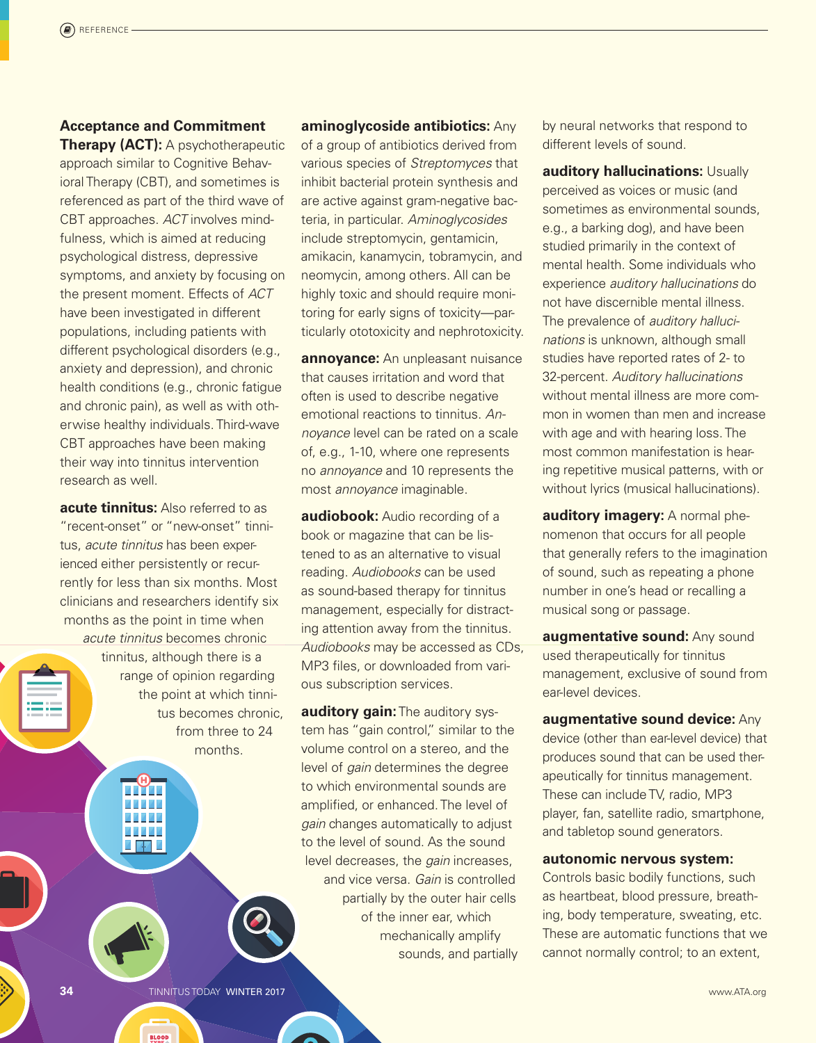**Acceptance and Commitment Therapy (ACT):** A psychotherapeutic approach similar to Cognitive Behavioral Therapy (CBT), and sometimes is referenced as part of the third wave of CBT approaches. *ACT* involves mindfulness, which is aimed at reducing psychological distress, depressive symptoms, and anxiety by focusing on the present moment. Effects of *ACT* have been investigated in different populations, including patients with different psychological disorders (e.g., anxiety and depression), and chronic health conditions (e.g., chronic fatigue and chronic pain), as well as with otherwise healthy individuals. Third-wave CBT approaches have been making their way into tinnitus intervention research as well.

**acute tinnitus:** Also referred to as "recent-onset" or "new-onset" tinnitus, *acute tinnitus* has been experienced either persistently or recurrently for less than six months. Most clinicians and researchers identify six months as the point in time when *acute tinnitus* becomes chronic tinnitus, although there is a range of opinion regarding the point at which tinnitus becomes chronic, from three to 24 months.

**aminoglycoside antibiotics:** Any of a group of antibiotics derived from various species of *Streptomyces* that inhibit bacterial protein synthesis and are active against gram-negative bacteria, in particular. *Aminoglycosides* include streptomycin, gentamicin, amikacin, kanamycin, tobramycin, and neomycin, among others. All can be highly toxic and should require monitoring for early signs of toxicity—particularly ototoxicity and nephrotoxicity.

**annoyance:** An unpleasant nuisance that causes irritation and word that often is used to describe negative emotional reactions to tinnitus. *Annoyance* level can be rated on a scale of, e.g., 1-10, where one represents no *annoyance* and 10 represents the most *annoyance* imaginable.

**audiobook:** Audio recording of a book or magazine that can be listened to as an alternative to visual reading. *Audiobooks* can be used as sound-based therapy for tinnitus management, especially for distracting attention away from the tinnitus. *Audiobooks* may be accessed as CDs, MP3 files, or downloaded from various subscription services.

**auditory gain:** The auditory system has "gain control," similar to the volume control on a stereo, and the level of *gain* determines the degree to which environmental sounds are amplified, or enhanced. The level of *gain* changes automatically to adjust to the level of sound. As the sound level decreases, the *gain* increases, and vice versa. *Gain* is controlled partially by the outer hair cells of the inner ear, which mechanically amplify sounds, and partially by neural networks that respond to different levels of sound.

**auditory hallucinations:** Usually perceived as voices or music (and sometimes as environmental sounds, e.g., a barking dog), and have been studied primarily in the context of mental health. Some individuals who experience *auditory hallucinations* do not have discernible mental illness. The prevalence of *auditory hallucinations* is unknown, although small studies have reported rates of 2- to 32-percent. *Auditory hallucinations* without mental illness are more common in women than men and increase with age and with hearing loss. The most common manifestation is hearing repetitive musical patterns, with or without lyrics (musical hallucinations).

**auditory imagery:** A normal phenomenon that occurs for all people that generally refers to the imagination of sound, such as repeating a phone number in one's head or recalling a musical song or passage.

**augmentative sound:** Any sound used therapeutically for tinnitus management, exclusive of sound from ear-level devices.

**augmentative sound device:** Any device (other than ear-level device) that produces sound that can be used therapeutically for tinnitus management. These can include TV, radio, MP3 player, fan, satellite radio, smartphone, and tabletop sound generators.

**autonomic nervous system:** Controls basic bodily functions, such as heartbeat, blood pressure, breathing, body temperature, sweating, etc. These are automatic functions that we cannot normally control; to an extent,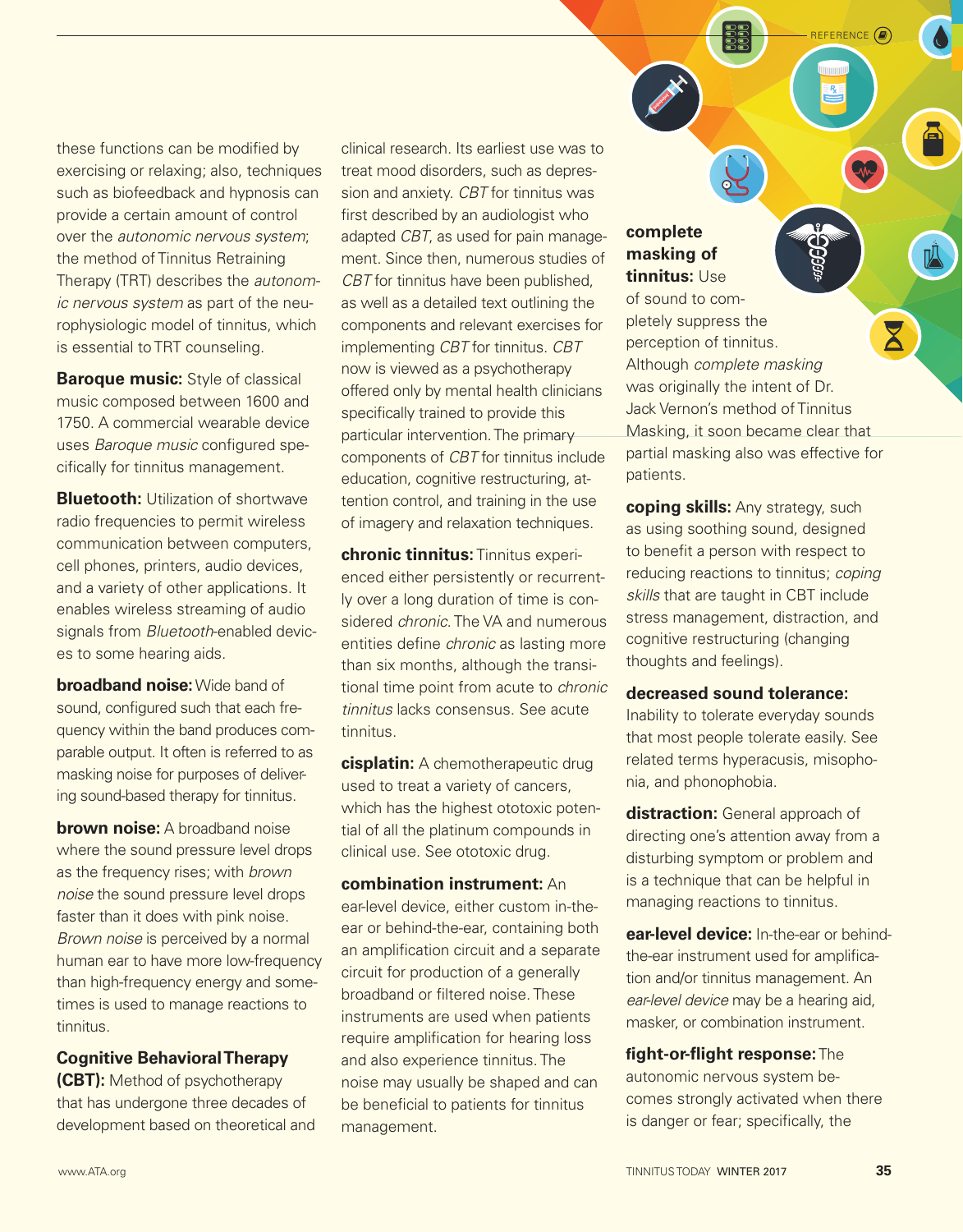these functions can be modified by exercising or relaxing; also, techniques such as biofeedback and hypnosis can provide a certain amount of control over the *autonomic nervous system*; the method of Tinnitus Retraining Therapy (TRT) describes the *autonomic nervous system* as part of the neurophysiologic model of tinnitus, which is essential to TRT counseling.

**Baroque music:** Style of classical music composed between 1600 and 1750. A commercial wearable device uses *Baroque music* configured specifically for tinnitus management.

**Bluetooth:** Utilization of shortwave radio frequencies to permit wireless communication between computers, cell phones, printers, audio devices, and a variety of other applications. It enables wireless streaming of audio signals from *Bluetooth*-enabled devices to some hearing aids.

**broadband noise:** Wide band of sound, configured such that each frequency within the band produces comparable output. It often is referred to as masking noise for purposes of delivering sound-based therapy for tinnitus.

**brown noise:** A broadband noise where the sound pressure level drops as the frequency rises; with *brown noise* the sound pressure level drops faster than it does with pink noise. *Brown noise* is perceived by a normal human ear to have more low-frequency than high-frequency energy and sometimes is used to manage reactions to tinnitus.

**Cognitive Behavioral Therapy (CBT):** Method of psychotherapy that has undergone three decades of development based on theoretical and clinical research. Its earliest use was to treat mood disorders, such as depression and anxiety. *CBT* for tinnitus was first described by an audiologist who adapted *CBT*, as used for pain management. Since then, numerous studies of *CBT* for tinnitus have been published, as well as a detailed text outlining the components and relevant exercises for implementing *CBT* for tinnitus. *CBT* now is viewed as a psychotherapy offered only by mental health clinicians specifically trained to provide this particular intervention. The primary components of *CBT* for tinnitus include education, cognitive restructuring, attention control, and training in the use of imagery and relaxation techniques.

**chronic tinnitus:** Tinnitus experienced either persistently or recurrently over a long duration of time is considered *chronic*. The VA and numerous entities define *chronic* as lasting more than six months, although the transitional time point from acute to *chronic tinnitus* lacks consensus. See acute tinnitus.

**cisplatin:** A chemotherapeutic drug used to treat a variety of cancers, which has the highest ototoxic potential of all the platinum compounds in clinical use. See ototoxic drug.

**combination instrument:** An ear-level device, either custom in-the-ear or behind-the-ear, containing both an amplification circuit and a separate circuit for production of a generally broadband or filtered noise. These instruments are used when patients require amplification for hearing loss and also experience tinnitus. The noise may usually be shaped and can be beneficial to patients for tinnitus management.

**complete masking of tinnitus:** Use of sound to completely suppress the perception of tinnitus. Although *complete masking* was originally the intent of Dr. Jack Vernon's method of Tinnitus Masking, it soon became clear that partial masking also was effective for patients.

**coping skills:** Any strategy, such as using soothing sound, designed to benefit a person with respect to reducing reactions to tinnitus; *coping skills* that are taught in CBT include stress management, distraction, and cognitive restructuring (changing thoughts and feelings).

**decreased sound tolerance:** Inability to tolerate everyday sounds that most people tolerate easily. See related terms hyperacusis, misophonia, and phonophobia.

**distraction:** General approach of directing one's attention away from a disturbing symptom or problem and is a technique that can be helpful in managing reactions to tinnitus.

**ear-level device:** In-the-ear or behind-the-ear instrument used for amplification and/or tinnitus management. An *ear-level device* may be a hearing aid, masker, or combination instrument.

**fight-or-flight response:** The autonomic nervous system becomes strongly activated when there is danger or fear; specifically, the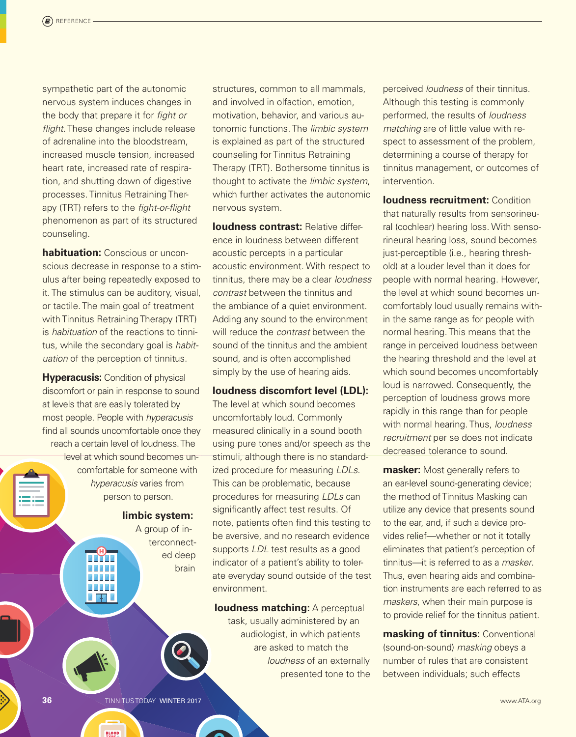sympathetic part of the autonomic nervous system induces changes in the body that prepare it for *fight or flight*. These changes include release of adrenaline into the bloodstream, increased muscle tension, increased heart rate, increased rate of respiration, and shutting down of digestive processes. Tinnitus Retraining Therapy (TRT) refers to the *fight-or-flight* phenomenon as part of its structured counseling.

**habituation:** Conscious or unconscious decrease in response to a stimulus after being repeatedly exposed to it. The stimulus can be auditory, visual, or tactile. The main goal of treatment with Tinnitus Retraining Therapy (TRT) is *habituation* of the reactions to tinnitus, while the secondary goal is *habituation* of the perception of tinnitus.

**Hyperacusis:** Condition of physical discomfort or pain in response to sound at levels that are easily tolerated by most people. People with *hyperacusis* find all sounds uncomfortable once they reach a certain level of loudness. The level at which sound becomes uncomfortable for someone with *hyperacusis* varies from person to person.

**limbic system:** A group of interconnected deep brain structures, common to all mammals, and involved in olfaction, emotion, motivation, behavior, and various autonomic functions. The *limbic system* is explained as part of the structured counseling for Tinnitus Retraining Therapy (TRT). Bothersome tinnitus is thought to activate the *limbic system*, which further activates the autonomic nervous system.

**loudness contrast:** Relative difference in loudness between different acoustic percepts in a particular acoustic environment. With respect to tinnitus, there may be a clear *loudness contrast* between the tinnitus and the ambiance of a quiet environment. Adding any sound to the environment will reduce the *contrast* between the sound of the tinnitus and the ambient sound, and is often accomplished simply by the use of hearing aids.

**loudness discomfort level (LDL):** The level at which sound becomes uncomfortably loud. Commonly measured clinically in a sound booth using pure tones and/or speech as the stimuli, although there is no standardized procedure for measuring *LDLs*. This can be problematic, because procedures for measuring *LDLs* can significantly affect test results. Of note, patients often find this testing to be aversive, and no research evidence supports *LDL* test results as a good indicator of a patient's ability to tolerate everyday sound outside of the test environment.

**loudness matching:** A perceptual task, usually administered by an audiologist, in which patients are asked to match the *loudness* of an externally presented tone to the perceived *loudness* of their tinnitus. Although this testing is commonly performed, the results of *loudness matching* are of little value with respect to assessment of the problem, determining a course of therapy for tinnitus management, or outcomes of intervention.

**loudness recruitment:** Condition that naturally results from sensorineural (cochlear) hearing loss. With sensorineural hearing loss, sound becomes just-perceptible (i.e., hearing threshold) at a louder level than it does for people with normal hearing. However, the level at which sound becomes uncomfortably loud usually remains within the same range as for people with normal hearing. This means that the range in perceived loudness between the hearing threshold and the level at which sound becomes uncomfortably loud is narrowed. Consequently, the perception of loudness grows more rapidly in this range than for people with normal hearing. Thus, *loudness recruitment* per se does not indicate decreased tolerance to sound.

**masker:** Most generally refers to an ear-level sound-generating device; the method of Tinnitus Masking can utilize any device that presents sound to the ear, and, if such a device provides relief—whether or not it totally eliminates that patient's perception of tinnitus—it is referred to as a *masker*. Thus, even hearing aids and combination instruments are each referred to as *maskers*, when their main purpose is to provide relief for the tinnitus patient.

**masking of tinnitus:** Conventional (sound-on-sound) *masking* obeys a number of rules that are consistent between individuals; such effects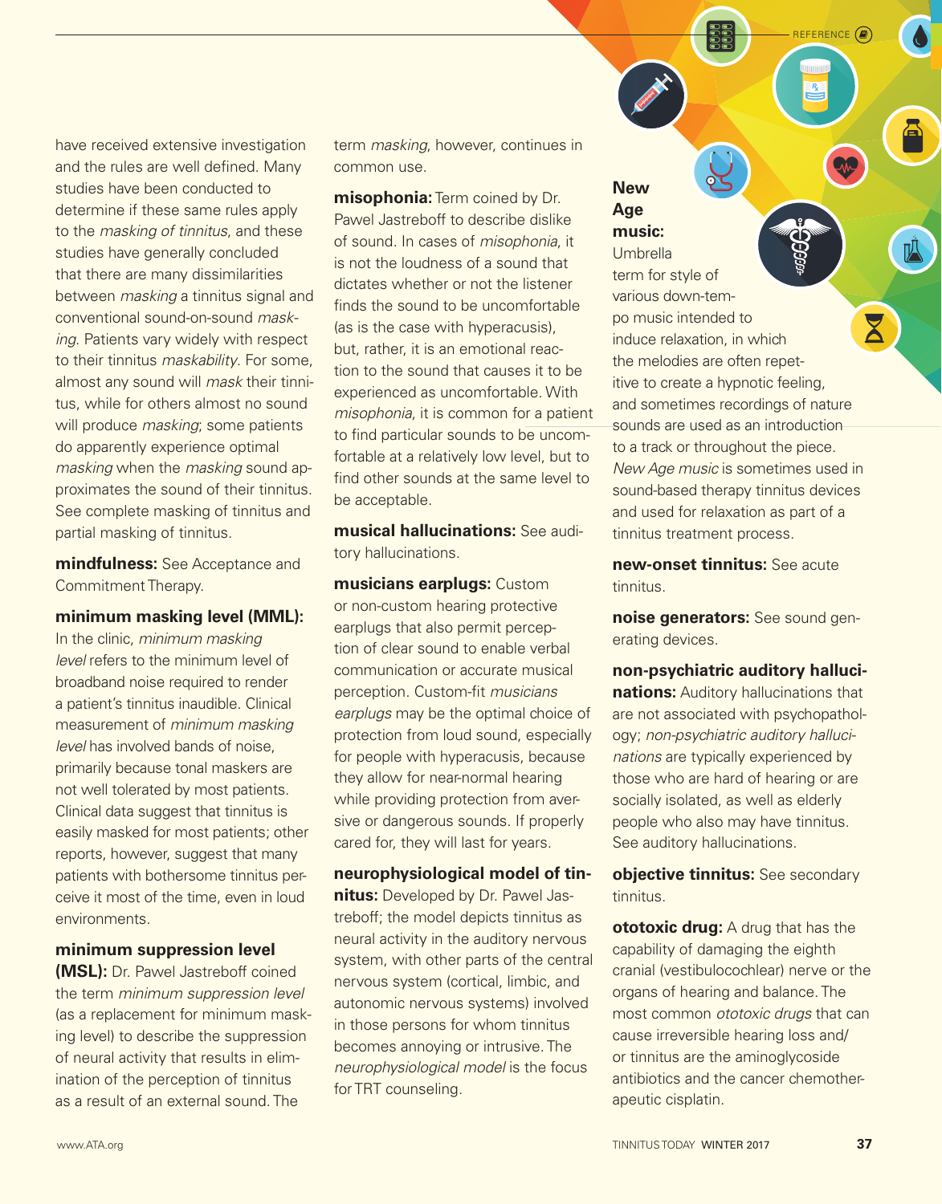have received extensive investigation and the rules are well defined. Many studies have been conducted to determine if these same rules apply to the *masking of tinnitus*, and these studies have generally concluded that there are many dissimilarities between *masking* a tinnitus signal and conventional sound-on-sound *masking*. Patients vary widely with respect to their tinnitus *maskability*. For some, almost any sound will *mask* their tinnitus, while for others almost no sound will produce *masking*; some patients do apparently experience optimal *masking* when the *masking* sound approximates the sound of their tinnitus. See complete masking of tinnitus and partial masking of tinnitus.

**mindfulness:** See Acceptance and Commitment Therapy.

**minimum masking level (MML):** In the clinic, *minimum masking level* refers to the minimum level of broadband noise required to render a patient's tinnitus inaudible. Clinical measurement of *minimum masking level* has involved bands of noise, primarily because tonal maskers are not well tolerated by most patients. Clinical data suggest that tinnitus is easily masked for most patients; other reports, however, suggest that many patients with bothersome tinnitus perceive it most of the time, even in loud environments.

**minimum suppression level (MSL):** Dr. Pawel Jastreboff coined the term *minimum suppression level* (as a replacement for minimum masking level) to describe the suppression of neural activity that results in elimination of the perception of tinnitus as a result of an external sound. The term *masking*, however, continues in common use.

**misophonia:** Term coined by Dr. Pawel Jastreboff to describe dislike of sound. In cases of *misophonia*, it is not the loudness of a sound that dictates whether or not the listener finds the sound to be uncomfortable (as is the case with hyperacusis), but, rather, it is an emotional reaction to the sound that causes it to be experienced as uncomfortable. With *misophonia*, it is common for a patient to find particular sounds to be uncomfortable at a relatively low level, but to find other sounds at the same level to be acceptable.

**musical hallucinations:** See auditory hallucinations.

**musicians earplugs:** Custom or non-custom hearing protective earplugs that also permit perception of clear sound to enable verbal communication or accurate musical perception. Custom-fit *musicians earplugs* may be the optimal choice of protection from loud sound, especially for people with hyperacusis, because they allow for near-normal hearing while providing protection from aversive or dangerous sounds. If properly cared for, they will last for years.

**neurophysiological model of tinnitus:** Developed by Dr. Pawel Jastreboff; the model depicts tinnitus as neural activity in the auditory nervous system, with other parts of the central nervous system (cortical, limbic, and autonomic nervous systems) involved in those persons for whom tinnitus becomes annoying or intrusive. The *neurophysiological model* is the focus for TRT counseling.

**New Age music:** Umbrella term for style of various down-tempo music intended to induce relaxation, in which the melodies are often repetitive to create a hypnotic feeling, and sometimes recordings of nature sounds are used as an introduction to a track or throughout the piece. *New Age music* is sometimes used in sound-based therapy tinnitus devices and used for relaxation as part of a tinnitus treatment process.

**new-onset tinnitus:** See acute tinnitus.

**noise generators:** See sound generating devices.

**non-psychiatric auditory hallucinations:** Auditory hallucinations that are not associated with psychopathology; *non-psychiatric auditory hallucinations* are typically experienced by those who are hard of hearing or are socially isolated, as well as elderly people who also may have tinnitus. See auditory hallucinations.

**objective tinnitus:** See secondary tinnitus.

**ototoxic drug:** A drug that has the capability of damaging the eighth cranial (vestibulocochlear) nerve or the organs of hearing and balance. The most common *ototoxic drugs* that can cause irreversible hearing loss and/or tinnitus are the aminoglycoside antibiotics and the cancer chemotherapeutic cisplatin.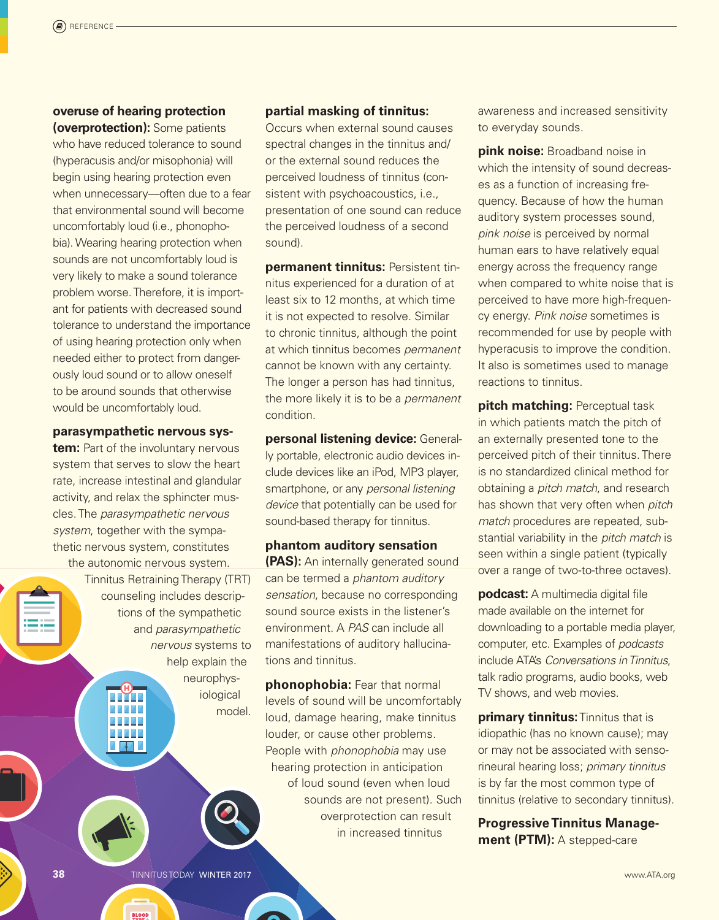**overuse of hearing protection (overprotection):** Some patients who have reduced tolerance to sound (hyperacusis and/or misophonia) will begin using hearing protection even when unnecessary—often due to a fear that environmental sound will become uncomfortably loud (i.e., phonophobia). Wearing hearing protection when sounds are not uncomfortably loud is very likely to make a sound tolerance problem worse. Therefore, it is important for patients with decreased sound tolerance to understand the importance of using hearing protection only when needed either to protect from dangerously loud sound or to allow oneself to be around sounds that otherwise would be uncomfortably loud.

**parasympathetic nervous system:** Part of the involuntary nervous system that serves to slow the heart rate, increase intestinal and glandular activity, and relax the sphincter muscles. The *parasympathetic nervous system*, together with the sympathetic nervous system, constitutes the autonomic nervous system. Tinnitus Retraining Therapy (TRT) counseling includes descriptions of the sympathetic and *parasympathetic nervous* systems to help explain the neurophysiological model.

**partial masking of tinnitus:** Occurs when external sound causes spectral changes in the tinnitus and/or the external sound reduces the perceived loudness of tinnitus (consistent with psychoacoustics, i.e., presentation of one sound can reduce the perceived loudness of a second sound).

**permanent tinnitus:** Persistent tinnitus experienced for a duration of at least six to 12 months, at which time it is not expected to resolve. Similar to chronic tinnitus, although the point at which tinnitus becomes *permanent* cannot be known with any certainty. The longer a person has had tinnitus, the more likely it is to be a *permanent* condition.

**personal listening device:** Generally portable, electronic audio devices include devices like an iPod, MP3 player, smartphone, or any *personal listening device* that potentially can be used for sound-based therapy for tinnitus.

**phantom auditory sensation (PAS):** An internally generated sound can be termed a *phantom auditory sensation*, because no corresponding sound source exists in the listener's environment. A *PAS* can include all manifestations of auditory hallucinations and tinnitus.

**phonophobia:** Fear that normal levels of sound will be uncomfortably loud, damage hearing, make tinnitus louder, or cause other problems. People with *phonophobia* may use hearing protection in anticipation of loud sound (even when loud sounds are not present). Such overprotection can result in increased tinnitus awareness and increased sensitivity to everyday sounds.

**pink noise:** Broadband noise in which the intensity of sound decreases as a function of increasing frequency. Because of how the human auditory system processes sound, *pink noise* is perceived by normal human ears to have relatively equal energy across the frequency range when compared to white noise that is perceived to have more high-frequency energy. *Pink noise* sometimes is recommended for use by people with hyperacusis to improve the condition. It also is sometimes used to manage reactions to tinnitus.

**pitch matching:** Perceptual task in which patients match the pitch of an externally presented tone to the perceived pitch of their tinnitus. There is no standardized clinical method for obtaining a *pitch match*, and research has shown that very often when *pitch match* procedures are repeated, substantial variability in the *pitch match* is seen within a single patient (typically over a range of two-to-three octaves).

**podcast:** A multimedia digital file made available on the internet for downloading to a portable media player, computer, etc. Examples of *podcasts* include ATA's *Conversations in Tinnitus*, talk radio programs, audio books, web TV shows, and web movies.

**primary tinnitus:** Tinnitus that is idiopathic (has no known cause); may or may not be associated with sensorineural hearing loss; *primary tinnitus* is by far the most common type of tinnitus (relative to secondary tinnitus).

**Progressive Tinnitus Management (PTM):** A stepped-care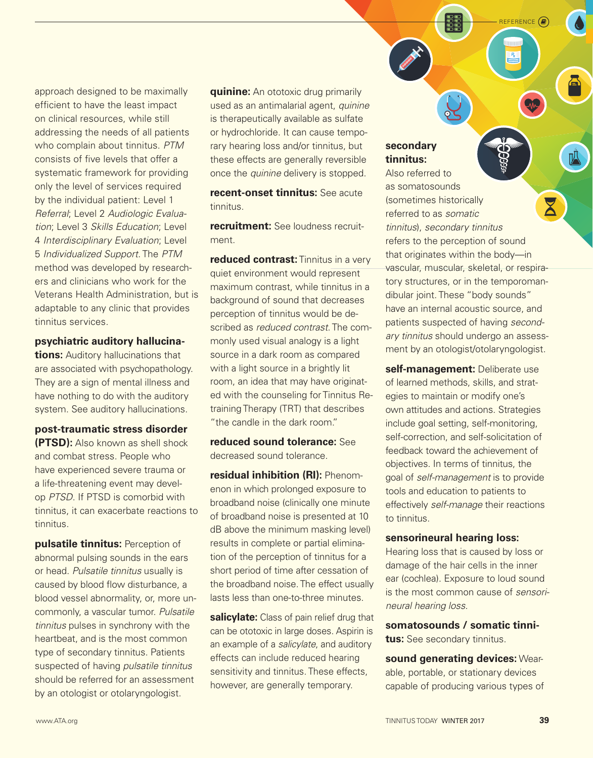approach designed to be maximally efficient to have the least impact on clinical resources, while still addressing the needs of all patients who complain about tinnitus. *PTM* consists of five levels that offer a systematic framework for providing only the level of services required by the individual patient: Level 1 *Referral*; Level 2 *Audiologic Evaluation*; Level 3 *Skills Education*; Level 4 *Interdisciplinary Evaluation*; Level 5 *Individualized Support*. The *PTM* method was developed by researchers and clinicians who work for the Veterans Health Administration, but is adaptable to any clinic that provides tinnitus services.

**psychiatric auditory hallucinations:** Auditory hallucinations that are associated with psychopathology. They are a sign of mental illness and have nothing to do with the auditory system. See auditory hallucinations.

**post-traumatic stress disorder (PTSD):** Also known as shell shock and combat stress. People who have experienced severe trauma or a life-threatening event may develop *PTSD*. If PTSD is comorbid with tinnitus, it can exacerbate reactions to tinnitus.

**pulsatile tinnitus:** Perception of abnormal pulsing sounds in the ears or head. *Pulsatile tinnitus* usually is caused by blood flow disturbance, a blood vessel abnormality, or, more uncommonly, a vascular tumor. *Pulsatile tinnitus* pulses in synchrony with the heartbeat, and is the most common type of secondary tinnitus. Patients suspected of having *pulsatile tinnitus* should be referred for an assessment by an otologist or otolaryngologist.

**quinine:** An ototoxic drug primarily used as an antimalarial agent, *quinine* is therapeutically available as sulfate or hydrochloride. It can cause temporary hearing loss and/or tinnitus, but these effects are generally reversible once the *quinine* delivery is stopped.

**recent-onset tinnitus:** See acute tinnitus.

**recruitment:** See loudness recruitment.

**reduced contrast:** Tinnitus in a very quiet environment would represent maximum contrast, while tinnitus in a background of sound that decreases perception of tinnitus would be described as *reduced contrast*. The commonly used visual analogy is a light source in a dark room as compared with a light source in a brightly lit room, an idea that may have originated with the counseling for Tinnitus Retraining Therapy (TRT) that describes "the candle in the dark room."

**reduced sound tolerance:** See decreased sound tolerance.

**residual inhibition (RI):** Phenomenon in which prolonged exposure to broadband noise (clinically one minute of broadband noise is presented at 10 dB above the minimum masking level) results in complete or partial elimination of the perception of tinnitus for a short period of time after cessation of the broadband noise. The effect usually lasts less than one-to-three minutes.

**salicylate:** Class of pain relief drug that can be ototoxic in large doses. Aspirin is an example of a *salicylate*, and auditory effects can include reduced hearing sensitivity and tinnitus. These effects, however, are generally temporary.

**secondary tinnitus:** Also referred to as somatosounds (sometimes historically referred to as *somatic tinnitus*), *secondary tinnitus* refers to the perception of sound that originates within the body—in vascular, muscular, skeletal, or respiratory structures, or in the temporomandibular joint. These "body sounds" have an internal acoustic source, and patients suspected of having *secondary tinnitus* should undergo an assessment by an otologist/otolaryngologist.

**self-management:** Deliberate use of learned methods, skills, and strategies to maintain or modify one's own attitudes and actions. Strategies include goal setting, self-monitoring, self-correction, and self-solicitation of feedback toward the achievement of objectives. In terms of tinnitus, the goal of *self-management* is to provide tools and education to patients to effectively *self-manage* their reactions to tinnitus.

**sensorineural hearing loss:** Hearing loss that is caused by loss or damage of the hair cells in the inner ear (cochlea). Exposure to loud sound is the most common cause of *sensorineural hearing loss*.

**somatosounds / somatic tinnitus:** See secondary tinnitus.

**sound generating devices:** Wearable, portable, or stationary devices capable of producing various types of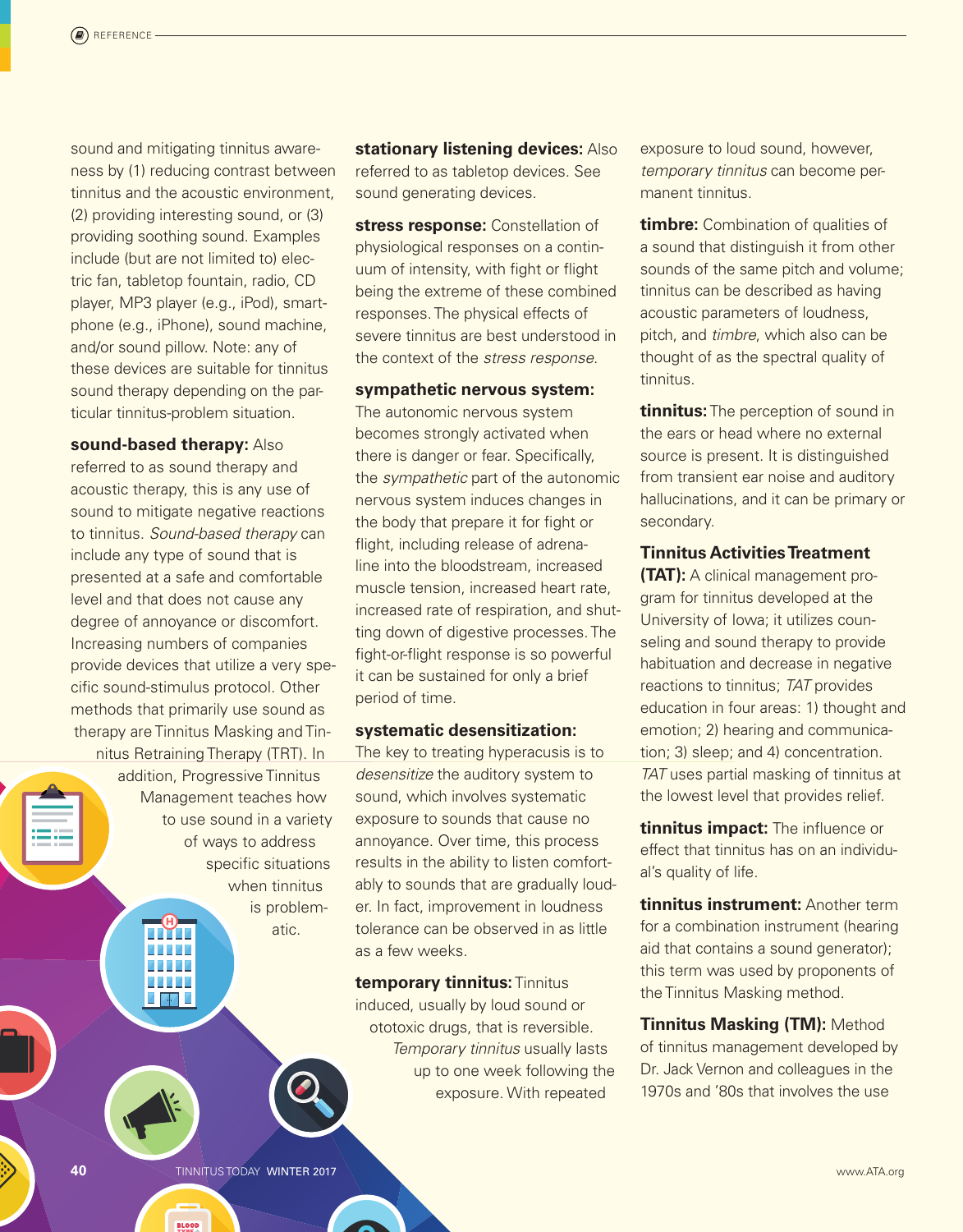sound and mitigating tinnitus awareness by (1) reducing contrast between tinnitus and the acoustic environment, (2) providing interesting sound, or (3) providing soothing sound. Examples include (but are not limited to) electric fan, tabletop fountain, radio, CD player, MP3 player (e.g., iPod), smartphone (e.g., iPhone), sound machine, and/or sound pillow. Note: any of these devices are suitable for tinnitus sound therapy depending on the particular tinnitus-problem situation.

**sound-based therapy:** Also referred to as sound therapy and acoustic therapy, this is any use of sound to mitigate negative reactions to tinnitus. *Sound-based therapy* can include any type of sound that is presented at a safe and comfortable level and that does not cause any degree of annoyance or discomfort. Increasing numbers of companies provide devices that utilize a very specific sound-stimulus protocol. Other methods that primarily use sound as therapy are Tinnitus Masking and Tinnitus Retraining Therapy (TRT). In addition, Progressive Tinnitus Management teaches how to use sound in a variety of ways to address specific situations when tinnitus is problematic.

**stationary listening devices:** Also referred to as tabletop devices. See sound generating devices.

**stress response:** Constellation of physiological responses on a continuum of intensity, with fight or flight being the extreme of these combined responses. The physical effects of severe tinnitus are best understood in the context of the *stress response*.

**sympathetic nervous system:** The autonomic nervous system becomes strongly activated when there is danger or fear. Specifically, the *sympathetic* part of the autonomic nervous system induces changes in the body that prepare it for fight or flight, including release of adrenaline into the bloodstream, increased muscle tension, increased heart rate, increased rate of respiration, and shutting down of digestive processes. The fight-or-flight response is so powerful it can be sustained for only a brief period of time.

**systematic desensitization:** The key to treating hyperacusis is to *desensitize* the auditory system to sound, which involves systematic exposure to sounds that cause no annoyance. Over time, this process results in the ability to listen comfortably to sounds that are gradually louder. In fact, improvement in loudness tolerance can be observed in as little as a few weeks.

**temporary tinnitus:** Tinnitus induced, usually by loud sound or ototoxic drugs, that is reversible. *Temporary tinnitus* usually lasts up to one week following the exposure. With repeated exposure to loud sound, however, *temporary tinnitus* can become permanent tinnitus.

**timbre:** Combination of qualities of a sound that distinguish it from other sounds of the same pitch and volume; tinnitus can be described as having acoustic parameters of loudness, pitch, and *timbre*, which also can be thought of as the spectral quality of tinnitus.

**tinnitus:** The perception of sound in the ears or head where no external source is present. It is distinguished from transient ear noise and auditory hallucinations, and it can be primary or secondary.

**Tinnitus Activities Treatment (TAT):** A clinical management program for tinnitus developed at the University of Iowa; it utilizes counseling and sound therapy to provide habituation and decrease in negative reactions to tinnitus; *TAT* provides education in four areas: 1) thought and emotion; 2) hearing and communication; 3) sleep; and 4) concentration. *TAT* uses partial masking of tinnitus at the lowest level that provides relief.

**tinnitus impact:** The influence or effect that tinnitus has on an individual's quality of life.

**tinnitus instrument:** Another term for a combination instrument (hearing aid that contains a sound generator); this term was used by proponents of the Tinnitus Masking method.

**Tinnitus Masking (TM):** Method of tinnitus management developed by Dr. Jack Vernon and colleagues in the 1970s and '80s that involves the use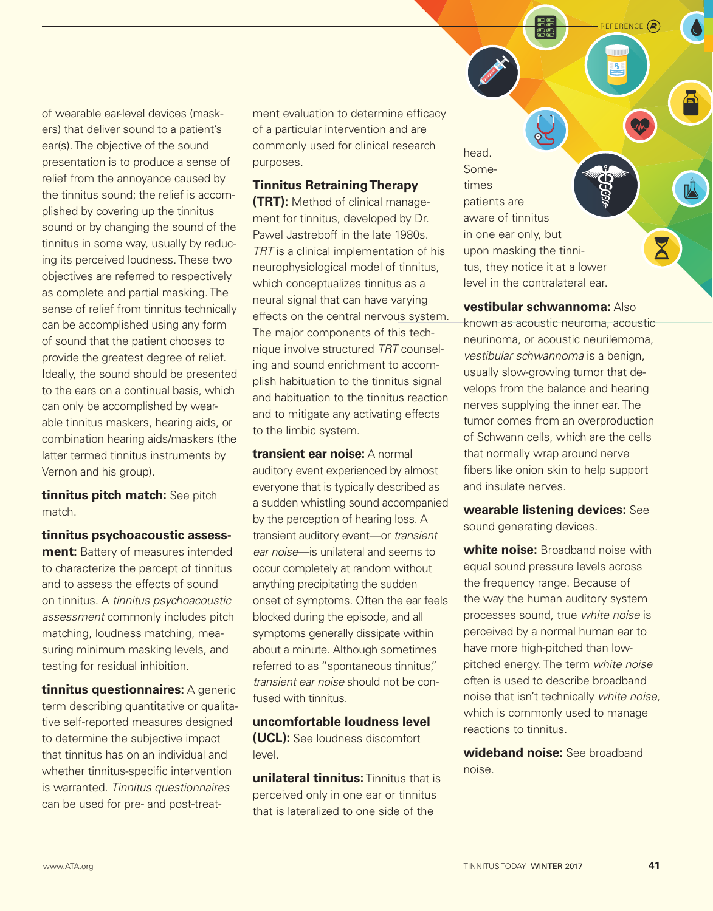of wearable ear-level devices (maskers) that deliver sound to a patient's ear(s). The objective of the sound presentation is to produce a sense of relief from the annoyance caused by the tinnitus sound; the relief is accomplished by covering up the tinnitus sound or by changing the sound of the tinnitus in some way, usually by reducing its perceived loudness. These two objectives are referred to respectively as complete and partial masking. The sense of relief from tinnitus technically can be accomplished using any form of sound that the patient chooses to provide the greatest degree of relief. Ideally, the sound should be presented to the ears on a continual basis, which can only be accomplished by wearable tinnitus maskers, hearing aids, or combination hearing aids/maskers (the latter termed tinnitus instruments by Vernon and his group).

**tinnitus pitch match:** See pitch match.

**tinnitus psychoacoustic assessment:** Battery of measures intended to characterize the percept of tinnitus and to assess the effects of sound on tinnitus. A *tinnitus psychoacoustic assessment* commonly includes pitch matching, loudness matching, measuring minimum masking levels, and testing for residual inhibition.

**tinnitus questionnaires:** A generic term describing quantitative or qualitative self-reported measures designed to determine the subjective impact that tinnitus has on an individual and whether tinnitus-specific intervention is warranted. *Tinnitus questionnaires* can be used for pre- and post-treatment evaluation to determine efficacy of a particular intervention and are commonly used for clinical research purposes.

**Tinnitus Retraining Therapy (TRT):** Method of clinical management for tinnitus, developed by Dr. Pawel Jastreboff in the late 1980s. *TRT* is a clinical implementation of his neurophysiological model of tinnitus, which conceptualizes tinnitus as a neural signal that can have varying effects on the central nervous system. The major components of this technique involve structured *TRT* counseling and sound enrichment to accomplish habituation to the tinnitus signal and habituation to the tinnitus reaction and to mitigate any activating effects to the limbic system.

**transient ear noise:** A normal auditory event experienced by almost everyone that is typically described as a sudden whistling sound accompanied by the perception of hearing loss. A transient auditory event—or *transient ear noise*—is unilateral and seems to occur completely at random without anything precipitating the sudden onset of symptoms. Often the ear feels blocked during the episode, and all symptoms generally dissipate within about a minute. Although sometimes referred to as "spontaneous tinnitus," *transient ear noise* should not be confused with tinnitus.

**uncomfortable loudness level (UCL):** See loudness discomfort level.

**unilateral tinnitus:** Tinnitus that is perceived only in one ear or tinnitus that is lateralized to one side of the head. Sometimes patients are aware of tinnitus in one ear only, but upon masking the tinnitus, they notice it at a lower level in the contralateral ear.

**vestibular schwannoma:** Also known as acoustic neuroma, acoustic neurinoma, or acoustic neurilemoma, *vestibular schwannoma* is a benign, usually slow-growing tumor that develops from the balance and hearing nerves supplying the inner ear. The tumor comes from an overproduction of Schwann cells, which are the cells that normally wrap around nerve fibers like onion skin to help support and insulate nerves.

**wearable listening devices:** See sound generating devices.

**white noise:** Broadband noise with equal sound pressure levels across the frequency range. Because of the way the human auditory system processes sound, true *white noise* is perceived by a normal human ear to have more high-pitched than low-pitched energy. The term *white noise* often is used to describe broadband noise that isn't technically *white noise*, which is commonly used to manage reactions to tinnitus.

**wideband noise:** See broadband noise.